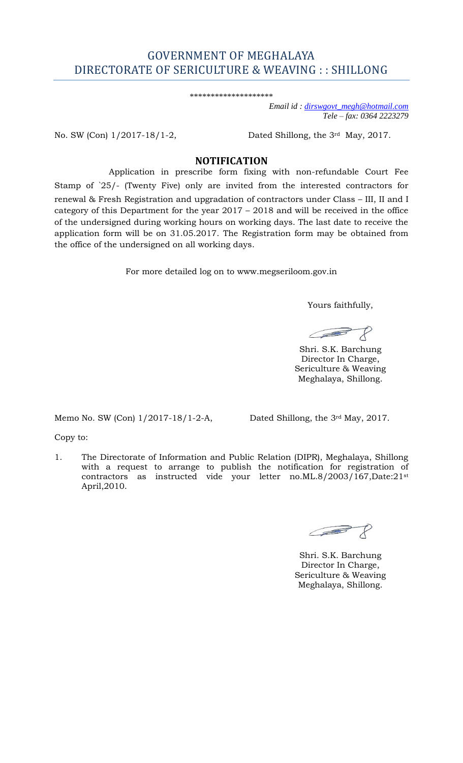# GOVERNMENT OF MEGHALAYA
## DIRECTORATE OF SERICULTURE & WEAVING : : SHILLONG

*******************

*Email id : dirswgovt_megh@hotmail.com*
*Tele – fax: 0364 2223279*

No. SW (Con) 1/2017-18/1-2, Dated Shillong, the 3rd May, 2017.

## NOTIFICATION

Application in prescribe form fixing with non-refundable Court Fee Stamp of `25/- (Twenty Five) only are invited from the interested contractors for renewal & Fresh Registration and upgradation of contractors under Class – III, II and I category of this Department for the year 2017 – 2018 and will be received in the office of the undersigned during working hours on working days. The last date to receive the application form will be on 31.05.2017. The Registration form may be obtained from the office of the undersigned on all working days.

For more detailed log on to www.megseriloom.gov.in

Yours faithfully,

Shri. S.K. Barchung
Director In Charge,
Sericulture & Weaving
Meghalaya, Shillong.

Memo No. SW (Con) 1/2017-18/1-2-A, Dated Shillong, the 3rd May, 2017.

Copy to:

1. The Directorate of Information and Public Relation (DIPR), Meghalaya, Shillong with a request to arrange to publish the notification for registration of contractors as instructed vide your letter no.ML.8/2003/167,Date:21st April,2010.

Shri. S.K. Barchung
Director In Charge,
Sericulture & Weaving
Meghalaya, Shillong.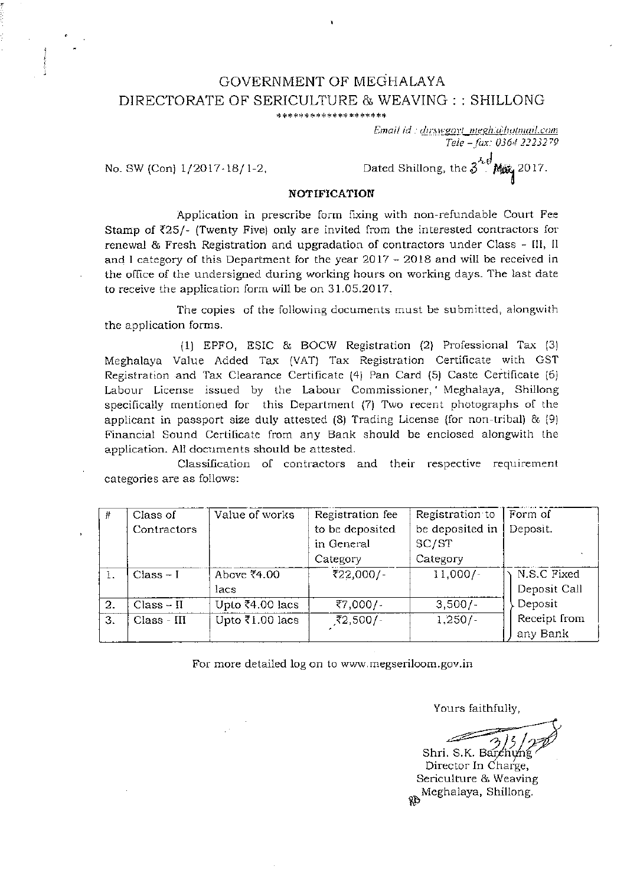# GOVERNMENT OF MEGHALAYA
## DIRECTORATE OF SERICULTURE & WEAVING : : SHILLONG

*******************

*Email id : dirswgovt_megh@hotmail.com*
*Tele – fax: 0364 2223279*

No. SW (Con) 1/2017-18/1-2, Dated Shillong, the 3rd May 2017.

### NOTIFICATION

Application in prescribe form fixing with non-refundable Court Fee Stamp of ₹25/- (Twenty Five) only are invited from the interested contractors for renewal & Fresh Registration and upgradation of contractors under Class – III, II and I category of this Department for the year 2017 – 2018 and will be received in the office of the undersigned during working hours on working days. The last date to receive the application form will be on 31.05.2017.

The copies of the following documents must be submitted, alongwith the application forms.

(1) EPFO, ESIC & BOCW Registration (2) Professional Tax (3) Meghalaya Value Added Tax (VAT) Tax Registration Certificate with GST Registration and Tax Clearance Certificate (4) Pan Card (5) Caste Certificate (6) Labour License issued by the Labour Commissioner, Meghalaya, Shillong specifically mentioned for this Department (7) Two recent photographs of the applicant in passport size duly attested (8) Trading License (for non-tribal) & (9) Financial Sound Certificate from any Bank should be enclosed alongwith the application. All documents should be attested.

Classification of contractors and their respective requirement categories are as follows:

| # | Class of Contractors | Value of works | Registration fee to be deposited in General Category | Registration to be deposited in SC/ST Category | Form of Deposit. |
|---|---|---|---|---|---|
| 1. | Class – I | Above ₹4.00 lacs | ₹22,000/- | 11,000/- | N.S.C Fixed Deposit Call Deposit Receipt from any Bank |
| 2. | Class – II | Upto ₹4.00 lacs | ₹7,000/- | 3,500/- | |
| 3. | Class – III | Upto ₹1.00 lacs | ₹2,500/- | 1,250/- | |

For more detailed log on to www.megseriloom.gov.in

Yours faithfully,

3/5/2017

Shri. S.K. Barchung
Director In Charge,
Sericulture & Weaving
Meghalaya, Shillong.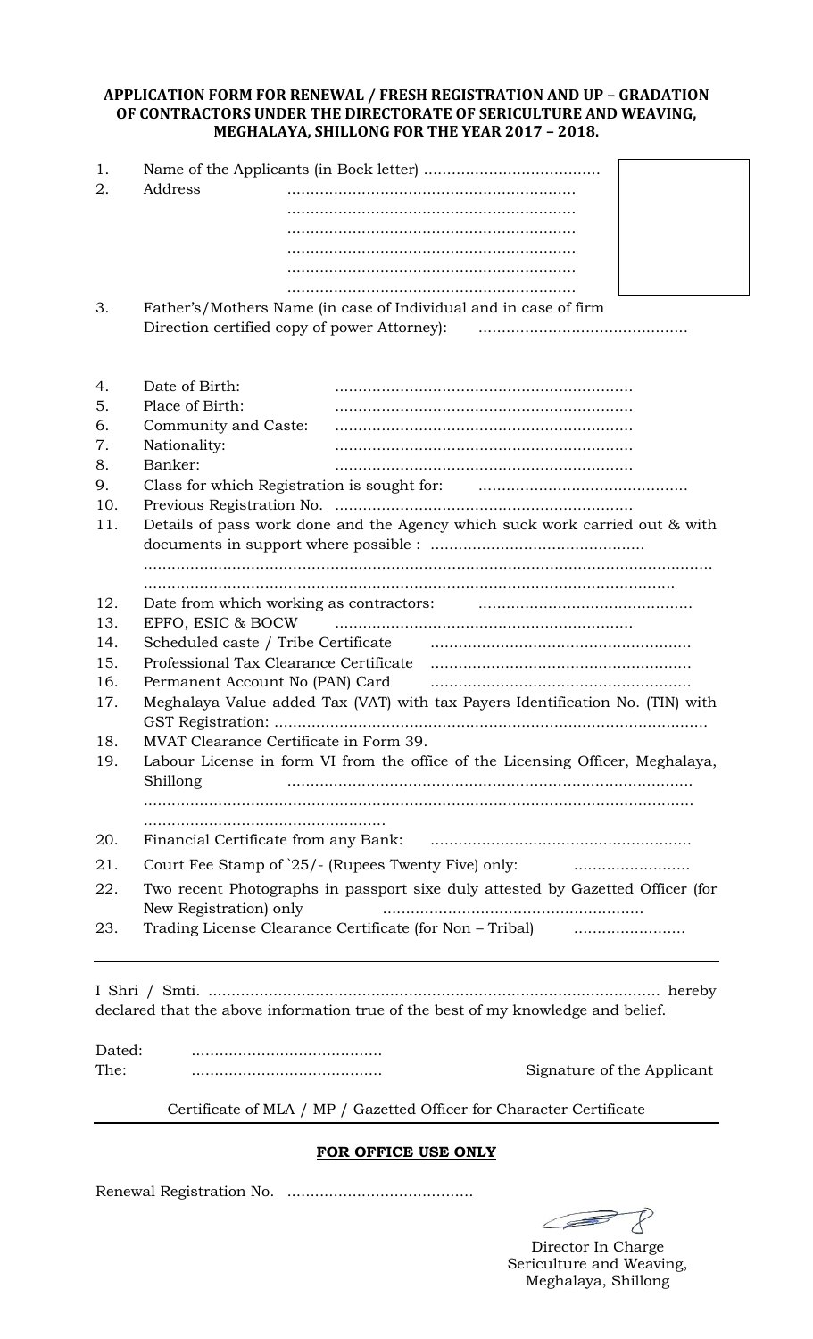**APPLICATION FORM FOR RENEWAL / FRESH REGISTRATION AND UP – GRADATION OF CONTRACTORS UNDER THE DIRECTORATE OF SERICULTURE AND WEAVING, MEGHALAYA, SHILLONG FOR THE YEAR 2017 – 2018.**

1. Name of the Applicants (in Bock letter) ......................................
2. Address .............................................................
   .............................................................
   .............................................................
   .............................................................
   .............................................................
   .............................................................
3. Father's/Mothers Name (in case of Individual and in case of firm Direction certified copy of power Attorney): .............................................
4. Date of Birth: ................................................................
5. Place of Birth: ................................................................
6. Community and Caste: ................................................................
7. Nationality: ................................................................
8. Banker: ................................................................
9. Class for which Registration is sought for: .............................................
10. Previous Registration No. ................................................................
11. Details of pass work done and the Agency which suck work carried out & with documents in support where possible : .............................................
    ........................................................................................................................
    ................................................................................................................
12. Date from which working as contractors: .............................................
13. EPFO, ESIC & BOCW ................................................................
14. Scheduled caste / Tribe Certificate ........................................................
15. Professional Tax Clearance Certificate ........................................................
16. Permanent Account No (PAN) Card ........................................................
17. Meghalaya Value added Tax (VAT) with tax Payers Identification No. (TIN) with GST Registration: ............................................................................................
18. MVAT Clearance Certificate in Form 39.
19. Labour License in form VI from the office of the Licensing Officer, Meghalaya, Shillong ......................................................................................
    ......................................................................................................................
    ....................................................
20. Financial Certificate from any Bank: ........................................................
21. Court Fee Stamp of `25/- (Rupees Twenty Five) only: .........................
22. Two recent Photographs in passport sixe duly attested by Gazetted Officer (for New Registration) only ........................................................
23. Trading License Clearance Certificate (for Non – Tribal) ........................

---

I Shri / Smti. ................................................................................................ hereby declared that the above information true of the best of my knowledge and belief.

Dated: .........................................

The: ......................................... Signature of the Applicant

Certificate of MLA / MP / Gazetted Officer for Character Certificate

---

**FOR OFFICE USE ONLY**

Renewal Registration No. ........................................

Director In Charge
Sericulture and Weaving,
Meghalaya, Shillong